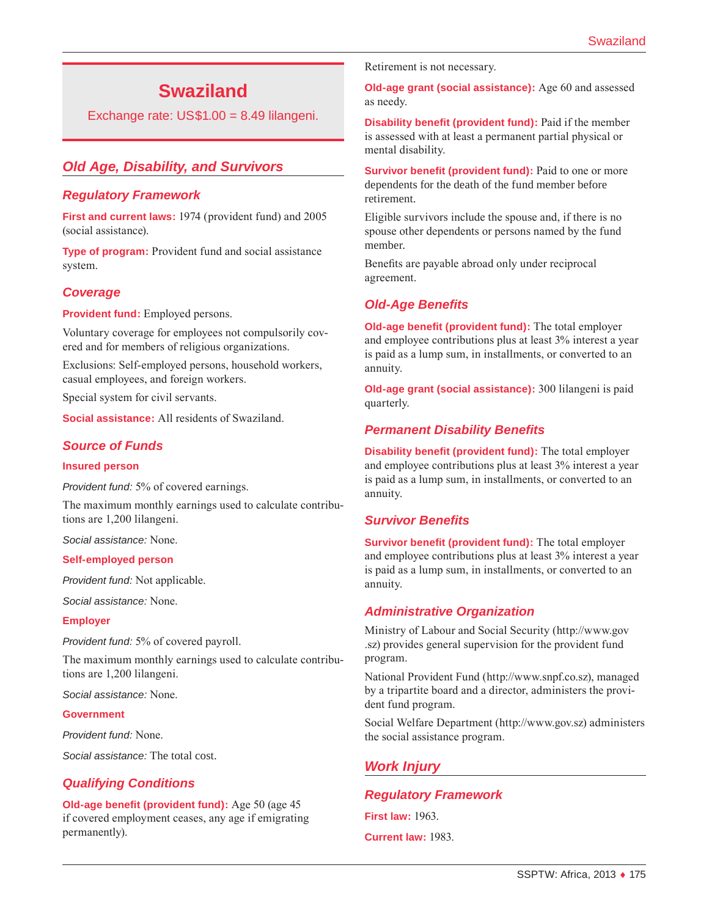# Swaziland

Exchange rate: US$1.00 = 8.49 lilangeni.

## Old Age, Disability, and Survivors

### Regulatory Framework

**First and current laws:** 1974 (provident fund) and 2005 (social assistance).

**Type of program:** Provident fund and social assistance system.

### Coverage

**Provident fund:** Employed persons.

Voluntary coverage for employees not compulsorily covered and for members of religious organizations.

Exclusions: Self-employed persons, household workers, casual employees, and foreign workers.

Special system for civil servants.

**Social assistance:** All residents of Swaziland.

### Source of Funds

#### Insured person

*Provident fund:* 5% of covered earnings.

The maximum monthly earnings used to calculate contributions are 1,200 lilangeni.

*Social assistance:* None.

#### Self-employed person

*Provident fund:* Not applicable.

*Social assistance:* None.

#### Employer

*Provident fund:* 5% of covered payroll.

The maximum monthly earnings used to calculate contributions are 1,200 lilangeni.

*Social assistance:* None.

#### Government

*Provident fund:* None.

*Social assistance:* The total cost.

### Qualifying Conditions

**Old-age benefit (provident fund):** Age 50 (age 45 if covered employment ceases, any age if emigrating permanently).

Retirement is not necessary.

**Old-age grant (social assistance):** Age 60 and assessed as needy.

**Disability benefit (provident fund):** Paid if the member is assessed with at least a permanent partial physical or mental disability.

**Survivor benefit (provident fund):** Paid to one or more dependents for the death of the fund member before retirement.

Eligible survivors include the spouse and, if there is no spouse other dependents or persons named by the fund member.

Benefits are payable abroad only under reciprocal agreement.

### Old-Age Benefits

**Old-age benefit (provident fund):** The total employer and employee contributions plus at least 3% interest a year is paid as a lump sum, in installments, or converted to an annuity.

**Old-age grant (social assistance):** 300 lilangeni is paid quarterly.

### Permanent Disability Benefits

**Disability benefit (provident fund):** The total employer and employee contributions plus at least 3% interest a year is paid as a lump sum, in installments, or converted to an annuity.

### Survivor Benefits

**Survivor benefit (provident fund):** The total employer and employee contributions plus at least 3% interest a year is paid as a lump sum, in installments, or converted to an annuity.

### Administrative Organization

Ministry of Labour and Social Security (http://www.gov.sz) provides general supervision for the provident fund program.

National Provident Fund (http://www.snpf.co.sz), managed by a tripartite board and a director, administers the provident fund program.

Social Welfare Department (http://www.gov.sz) administers the social assistance program.

## Work Injury

### Regulatory Framework

**First law:** 1963.

**Current law:** 1983.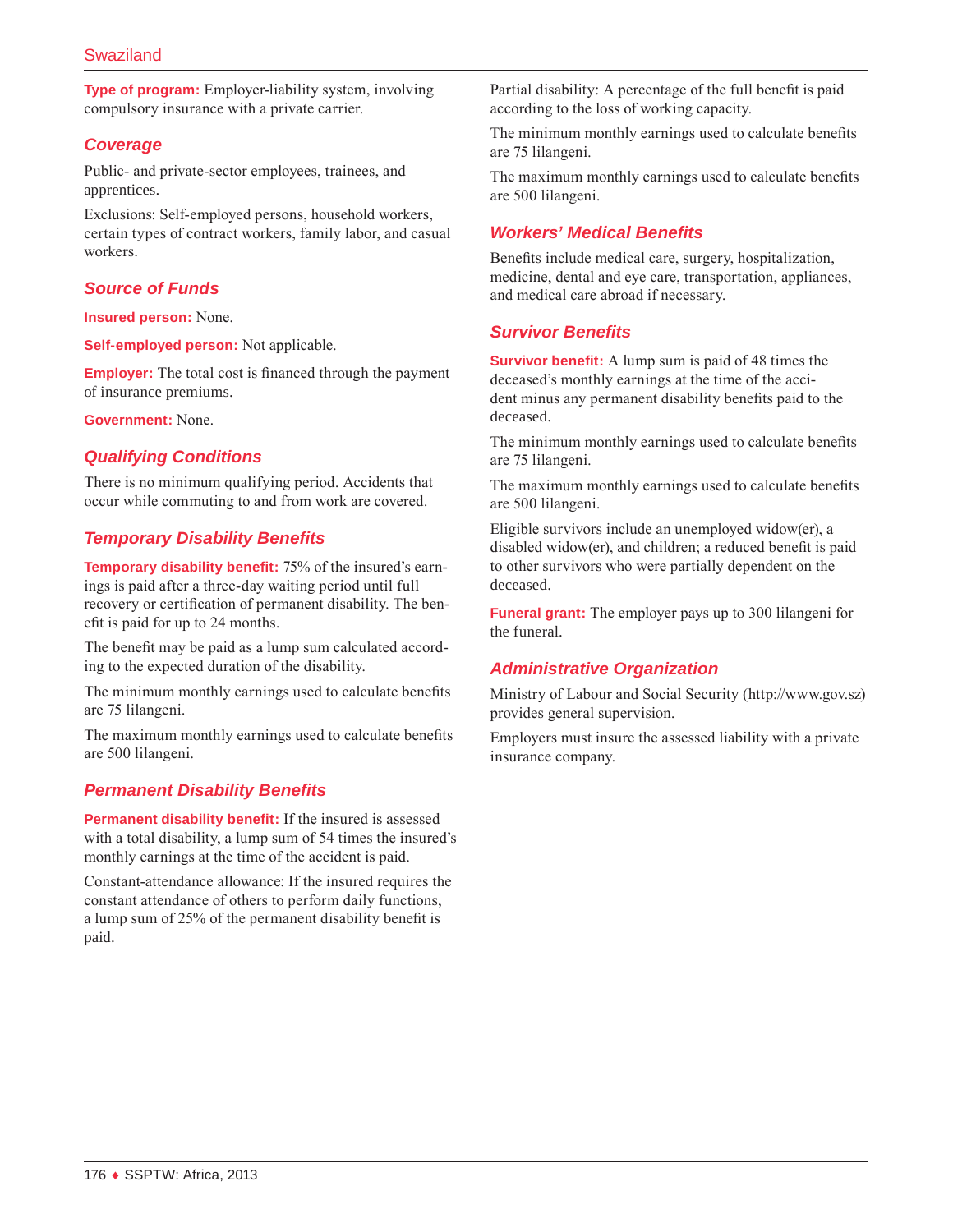**Type of program:** Employer-liability system, involving compulsory insurance with a private carrier.

## Coverage

Public- and private-sector employees, trainees, and apprentices.

Exclusions: Self-employed persons, household workers, certain types of contract workers, family labor, and casual workers.

## Source of Funds

**Insured person:** None.

**Self-employed person:** Not applicable.

**Employer:** The total cost is financed through the payment of insurance premiums.

**Government:** None.

## Qualifying Conditions

There is no minimum qualifying period. Accidents that occur while commuting to and from work are covered.

## Temporary Disability Benefits

**Temporary disability benefit:** 75% of the insured's earnings is paid after a three-day waiting period until full recovery or certification of permanent disability. The benefit is paid for up to 24 months.

The benefit may be paid as a lump sum calculated according to the expected duration of the disability.

The minimum monthly earnings used to calculate benefits are 75 lilangeni.

The maximum monthly earnings used to calculate benefits are 500 lilangeni.

## Permanent Disability Benefits

**Permanent disability benefit:** If the insured is assessed with a total disability, a lump sum of 54 times the insured's monthly earnings at the time of the accident is paid.

Constant-attendance allowance: If the insured requires the constant attendance of others to perform daily functions, a lump sum of 25% of the permanent disability benefit is paid.

Partial disability: A percentage of the full benefit is paid according to the loss of working capacity.

The minimum monthly earnings used to calculate benefits are 75 lilangeni.

The maximum monthly earnings used to calculate benefits are 500 lilangeni.

## Workers' Medical Benefits

Benefits include medical care, surgery, hospitalization, medicine, dental and eye care, transportation, appliances, and medical care abroad if necessary.

## Survivor Benefits

**Survivor benefit:** A lump sum is paid of 48 times the deceased's monthly earnings at the time of the accident minus any permanent disability benefits paid to the deceased.

The minimum monthly earnings used to calculate benefits are 75 lilangeni.

The maximum monthly earnings used to calculate benefits are 500 lilangeni.

Eligible survivors include an unemployed widow(er), a disabled widow(er), and children; a reduced benefit is paid to other survivors who were partially dependent on the deceased.

**Funeral grant:** The employer pays up to 300 lilangeni for the funeral.

## Administrative Organization

Ministry of Labour and Social Security (http://www.gov.sz) provides general supervision.

Employers must insure the assessed liability with a private insurance company.